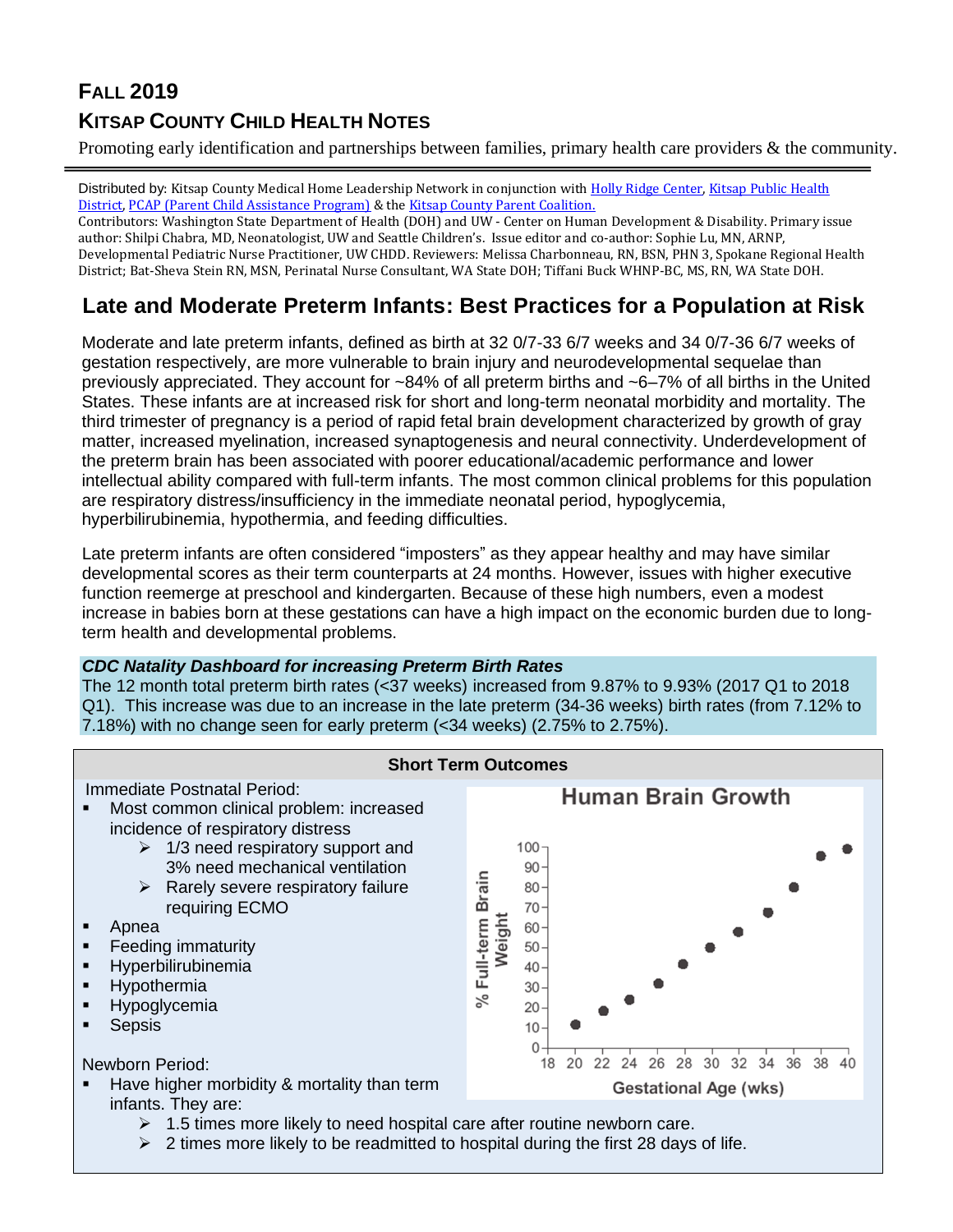# Fall 2019

## Kitsap County Child Health Notes

Promoting early identification and partnerships between families, primary health care providers & the community.

---

Distributed by: Kitsap County Medical Home Leadership Network in conjunction with Holly Ridge Center, Kitsap Public Health District, PCAP (Parent Child Assistance Program) & the Kitsap County Parent Coalition.

Contributors: Washington State Department of Health (DOH) and UW - Center on Human Development & Disability. Primary issue author: Shilpi Chabra, MD, Neonatologist, UW and Seattle Children's. Issue editor and co-author: Sophie Lu, MN, ARNP, Developmental Pediatric Nurse Practitioner, UW CHDD. Reviewers: Melissa Charbonneau, RN, BSN, PHN 3, Spokane Regional Health District; Bat-Sheva Stein RN, MSN, Perinatal Nurse Consultant, WA State DOH; Tiffani Buck WHNP-BC, MS, RN, WA State DOH.

## Late and Moderate Preterm Infants: Best Practices for a Population at Risk

Moderate and late preterm infants, defined as birth at 32 0/7-33 6/7 weeks and 34 0/7-36 6/7 weeks of gestation respectively, are more vulnerable to brain injury and neurodevelopmental sequelae than previously appreciated. They account for ~84% of all preterm births and ~6–7% of all births in the United States. These infants are at increased risk for short and long-term neonatal morbidity and mortality. The third trimester of pregnancy is a period of rapid fetal brain development characterized by growth of gray matter, increased myelination, increased synaptogenesis and neural connectivity. Underdevelopment of the preterm brain has been associated with poorer educational/academic performance and lower intellectual ability compared with full-term infants. The most common clinical problems for this population are respiratory distress/insufficiency in the immediate neonatal period, hypoglycemia, hyperbilirubinemia, hypothermia, and feeding difficulties.

Late preterm infants are often considered "imposters" as they appear healthy and may have similar developmental scores as their term counterparts at 24 months. However, issues with higher executive function reemerge at preschool and kindergarten. Because of these high numbers, even a modest increase in babies born at these gestations can have a high impact on the economic burden due to long-term health and developmental problems.

***CDC Natality Dashboard for increasing Preterm Birth Rates***

The 12 month total preterm birth rates (<37 weeks) increased from 9.87% to 9.93% (2017 Q1 to 2018 Q1). This increase was due to an increase in the late preterm (34-36 weeks) birth rates (from 7.12% to 7.18%) with no change seen for early preterm (<34 weeks) (2.75% to 2.75%).

### Short Term Outcomes

Immediate Postnatal Period:

- Most common clinical problem: increased incidence of respiratory distress
  - 1/3 need respiratory support and 3% need mechanical ventilation
  - Rarely severe respiratory failure requiring ECMO
- Apnea
- Feeding immaturity
- Hyperbilirubinemia
- Hypothermia
- Hypoglycemia
- Sepsis

**Human Brain Growth**

| Gestational Age (wks) | % Full-term Brain Weight (approx.) |
|---|---|
| 20 | 12 |
| 22 | 18 |
| 24 | 24 |
| 26 | 32 |
| 28 | 42 |
| 30 | 50 |
| 32 | 58 |
| 34 | 67 |
| 36 | 80 |
| 38 | 96 |
| 40 | 100 |

Newborn Period:

- Have higher morbidity & mortality than term infants. They are:
  - 1.5 times more likely to need hospital care after routine newborn care.
  - 2 times more likely to be readmitted to hospital during the first 28 days of life.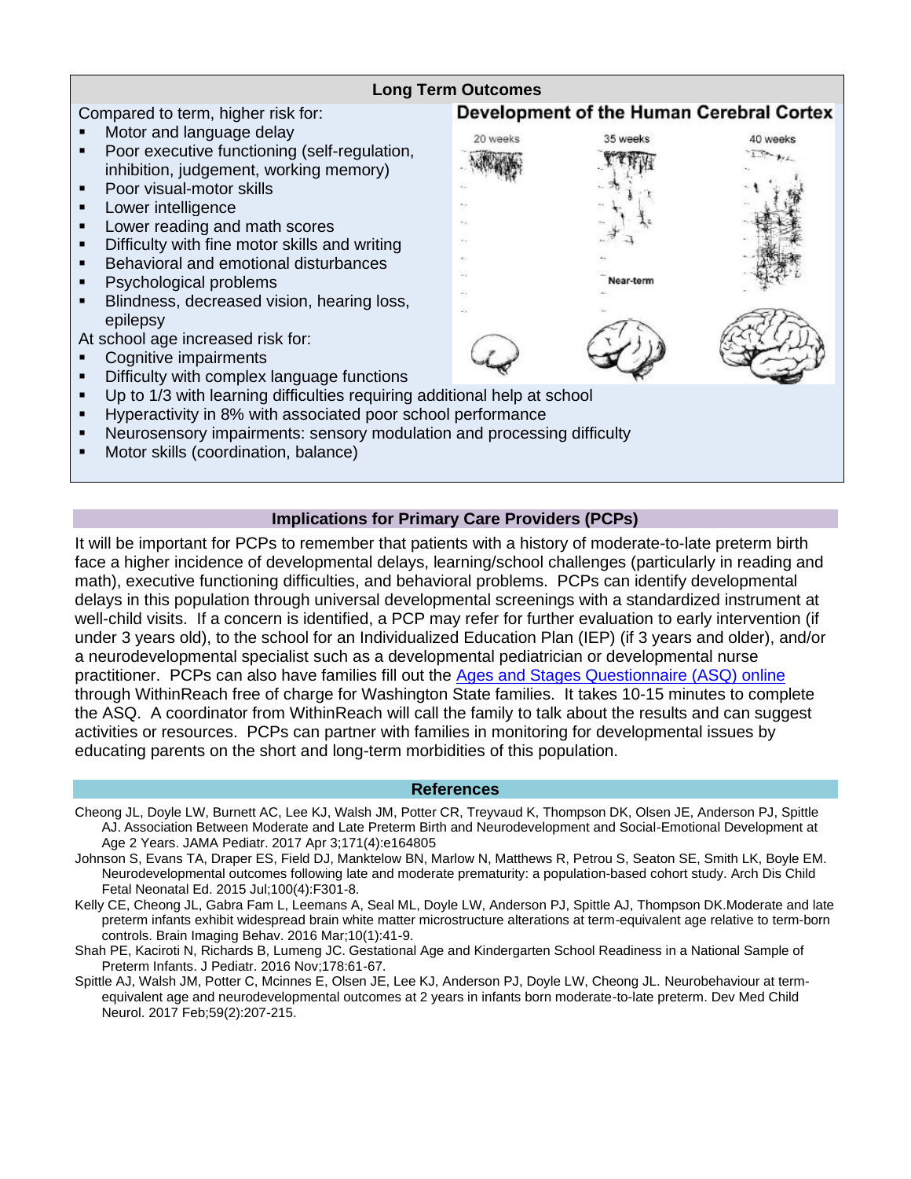## Long Term Outcomes

Compared to term, higher risk for:

- Motor and language delay
- Poor executive functioning (self-regulation, inhibition, judgement, working memory)
- Poor visual-motor skills
- Lower intelligence
- Lower reading and math scores
- Difficulty with fine motor skills and writing
- Behavioral and emotional disturbances
- Psychological problems
- Blindness, decreased vision, hearing loss, epilepsy

At school age increased risk for:

- Cognitive impairments
- Difficulty with complex language functions
- Up to 1/3 with learning difficulties requiring additional help at school
- Hyperactivity in 8% with associated poor school performance
- Neurosensory impairments: sensory modulation and processing difficulty
- Motor skills (coordination, balance)

**Development of the Human Cerebral Cortex**

20 weeks | 35 weeks | 40 weeks

Near-term

## Implications for Primary Care Providers (PCPs)

It will be important for PCPs to remember that patients with a history of moderate-to-late preterm birth face a higher incidence of developmental delays, learning/school challenges (particularly in reading and math), executive functioning difficulties, and behavioral problems. PCPs can identify developmental delays in this population through universal developmental screenings with a standardized instrument at well-child visits. If a concern is identified, a PCP may refer for further evaluation to early intervention (if under 3 years old), to the school for an Individualized Education Plan (IEP) (if 3 years and older), and/or a neurodevelopmental specialist such as a developmental pediatrician or developmental nurse practitioner. PCPs can also have families fill out the [Ages and Stages Questionnaire (ASQ) online](#) through WithinReach free of charge for Washington State families. It takes 10-15 minutes to complete the ASQ. A coordinator from WithinReach will call the family to talk about the results and can suggest activities or resources. PCPs can partner with families in monitoring for developmental issues by educating parents on the short and long-term morbidities of this population.

## References

Cheong JL, Doyle LW, Burnett AC, Lee KJ, Walsh JM, Potter CR, Treyvaud K, Thompson DK, Olsen JE, Anderson PJ, Spittle AJ. Association Between Moderate and Late Preterm Birth and Neurodevelopment and Social-Emotional Development at Age 2 Years. JAMA Pediatr. 2017 Apr 3;171(4):e164805

Johnson S, Evans TA, Draper ES, Field DJ, Manktelow BN, Marlow N, Matthews R, Petrou S, Seaton SE, Smith LK, Boyle EM. Neurodevelopmental outcomes following late and moderate prematurity: a population-based cohort study. Arch Dis Child Fetal Neonatal Ed. 2015 Jul;100(4):F301-8.

Kelly CE, Cheong JL, Gabra Fam L, Leemans A, Seal ML, Doyle LW, Anderson PJ, Spittle AJ, Thompson DK.Moderate and late preterm infants exhibit widespread brain white matter microstructure alterations at term-equivalent age relative to term-born controls. Brain Imaging Behav. 2016 Mar;10(1):41-9.

Shah PE, Kaciroti N, Richards B, Lumeng JC. Gestational Age and Kindergarten School Readiness in a National Sample of Preterm Infants. J Pediatr. 2016 Nov;178:61-67.

Spittle AJ, Walsh JM, Potter C, Mcinnes E, Olsen JE, Lee KJ, Anderson PJ, Doyle LW, Cheong JL. Neurobehaviour at term-equivalent age and neurodevelopmental outcomes at 2 years in infants born moderate-to-late preterm. Dev Med Child Neurol. 2017 Feb;59(2):207-215.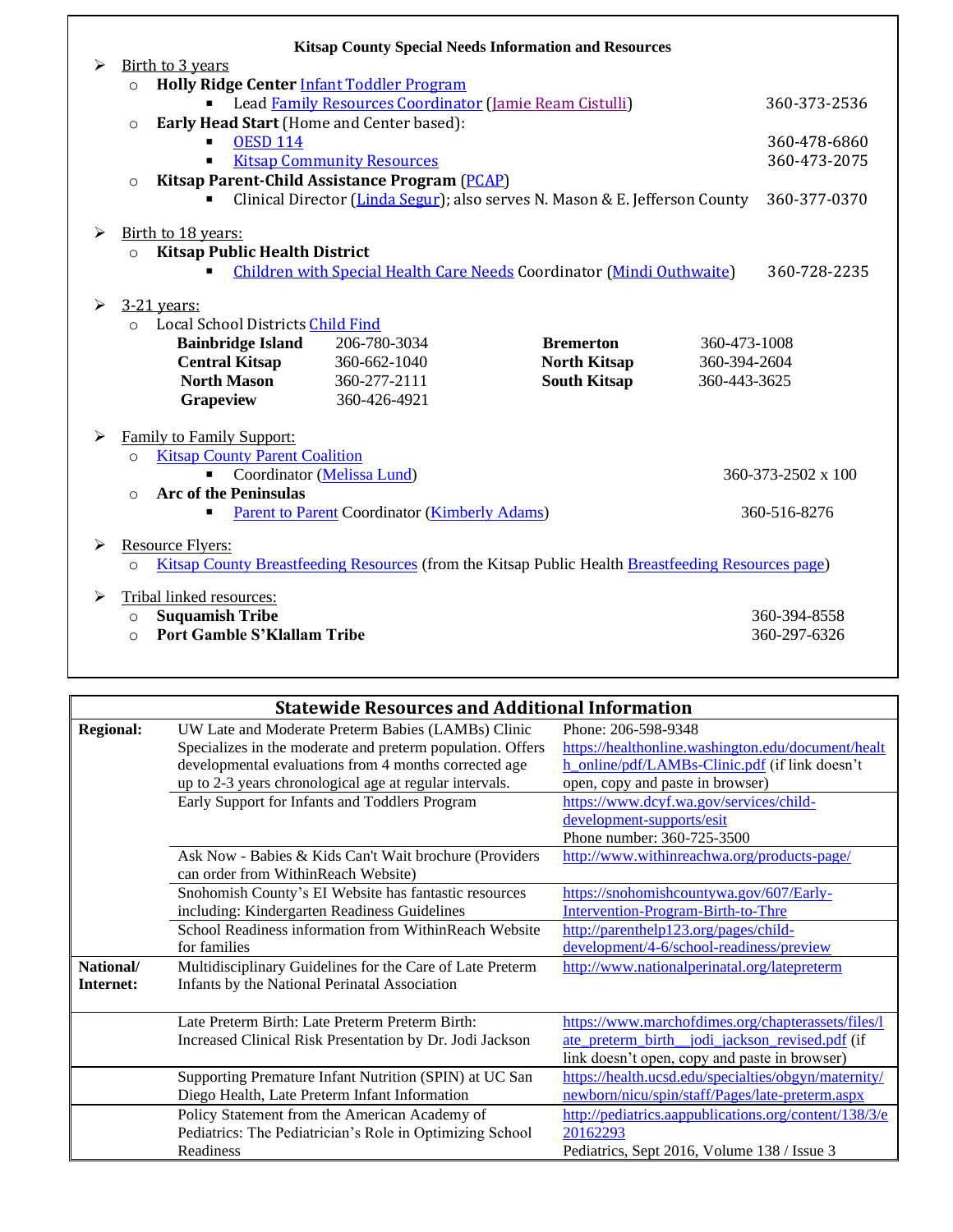## Kitsap County Special Needs Information and Resources

- Birth to 3 years
  - **Holly Ridge Center** Infant Toddler Program
    - Lead Family Resources Coordinator (Jamie Ream Cistulli) 360-373-2536
  - **Early Head Start** (Home and Center based):
    - OESD 114 360-478-6860
    - Kitsap Community Resources 360-473-2075
  - **Kitsap Parent-Child Assistance Program** (PCAP)
    - Clinical Director (Linda Segur); also serves N. Mason & E. Jefferson County 360-377-0370

- Birth to 18 years:
  - **Kitsap Public Health District**
    - Children with Special Health Care Needs Coordinator (Mindi Outhwaite) 360-728-2235

- 3-21 years:
  - Local School Districts Child Find

| | | | |
|---|---|---|---|
| **Bainbridge Island** | 206-780-3034 | **Bremerton** | 360-473-1008 |
| **Central Kitsap** | 360-662-1040 | **North Kitsap** | 360-394-2604 |
| **North Mason** | 360-277-2111 | **South Kitsap** | 360-443-3625 |
| **Grapeview** | 360-426-4921 | | |

- Family to Family Support:
  - Kitsap County Parent Coalition
    - Coordinator (Melissa Lund) 360-373-2502 x 100
  - **Arc of the Peninsulas**
    - Parent to Parent Coordinator (Kimberly Adams) 360-516-8276

- Resource Flyers:
  - Kitsap County Breastfeeding Resources (from the Kitsap Public Health Breastfeeding Resources page)

- Tribal linked resources:
  - **Suquamish Tribe** 360-394-8558
  - **Port Gamble S'Klallam Tribe** 360-297-6326

## Statewide Resources and Additional Information

| | | |
|---|---|---|
| **Regional:** | UW Late and Moderate Preterm Babies (LAMBs) Clinic Specializes in the moderate and preterm population. Offers developmental evaluations from 4 months corrected age up to 2-3 years chronological age at regular intervals. | Phone: 206-598-9348 https://healthonline.washington.edu/document/health_online/pdf/LAMBs-Clinic.pdf (if link doesn't open, copy and paste in browser) |
| | Early Support for Infants and Toddlers Program | https://www.dcyf.wa.gov/services/child-development-supports/esit Phone number: 360-725-3500 |
| | Ask Now - Babies & Kids Can't Wait brochure (Providers can order from WithinReach Website) | http://www.withinreachwa.org/products-page/ |
| | Snohomish County's EI Website has fantastic resources including: Kindergarten Readiness Guidelines | https://snohomishcountywa.gov/607/Early-Intervention-Program-Birth-to-Thre |
| | School Readiness information from WithinReach Website for families | http://parenthelp123.org/pages/child-development/4-6/school-readiness/preview |
| **National/ Internet:** | Multidisciplinary Guidelines for the Care of Late Preterm Infants by the National Perinatal Association | http://www.nationalperinatal.org/latepreterm |
| | Late Preterm Birth: Late Preterm Preterm Birth: Increased Clinical Risk Presentation by Dr. Jodi Jackson | https://www.marchofdimes.org/chapterassets/files/late_preterm_birth__jodi_jackson_revised.pdf (if link doesn't open, copy and paste in browser) |
| | Supporting Premature Infant Nutrition (SPIN) at UC San Diego Health, Late Preterm Infant Information | https://health.ucsd.edu/specialties/obgyn/maternity/newborn/nicu/spin/staff/Pages/late-preterm.aspx |
| | Policy Statement from the American Academy of Pediatrics: The Pediatrician's Role in Optimizing School Readiness | http://pediatrics.aappublications.org/content/138/3/e20162293 Pediatrics, Sept 2016, Volume 138 / Issue 3 |